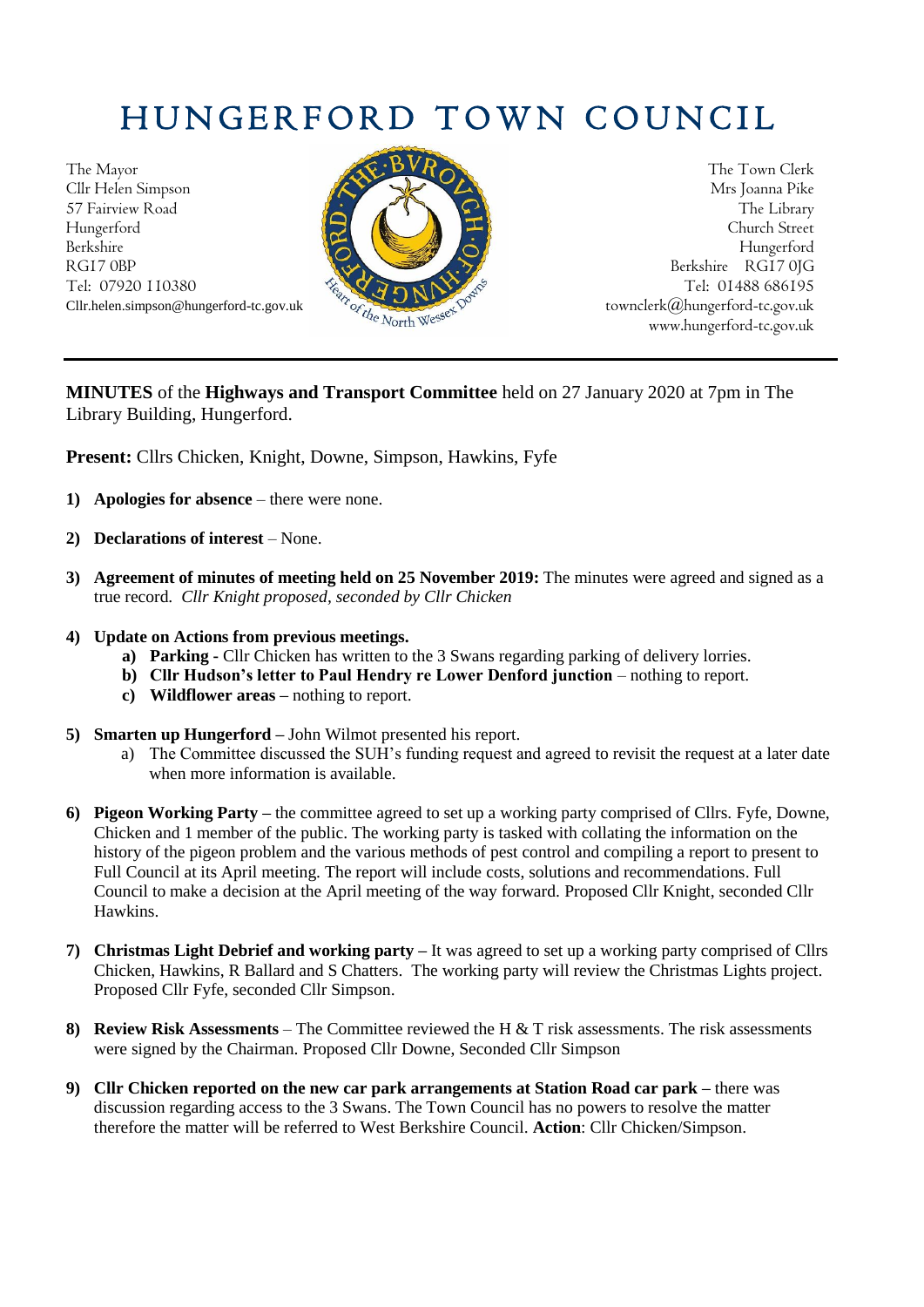# HUNGERFORD TOWN COUNCIL

The Mayor
Cllr Helen Simpson
57 Fairview Road
Hungerford
Berkshire
RG17 0BP
Tel: 07920 110380
Cllr.helen.simpson@hungerford-tc.gov.uk

The Town Clerk
Mrs Joanna Pike
The Library
Church Street
Hungerford
Berkshire RG17 0JG
Tel: 01488 686195
townclerk@hungerford-tc.gov.uk
www.hungerford-tc.gov.uk

---

**MINUTES** of the **Highways and Transport Committee** held on 27 January 2020 at 7pm in The Library Building, Hungerford.

**Present:** Cllrs Chicken, Knight, Downe, Simpson, Hawkins, Fyfe

1) **Apologies for absence** – there were none.
2) **Declarations of interest** – None.
3) **Agreement of minutes of meeting held on 25 November 2019:** The minutes were agreed and signed as a true record. *Cllr Knight proposed, seconded by Cllr Chicken*
4) **Update on Actions from previous meetings.**
   a) **Parking -** Cllr Chicken has written to the 3 Swans regarding parking of delivery lorries.
   b) **Cllr Hudson's letter to Paul Hendry re Lower Denford junction** – nothing to report.
   c) **Wildflower areas –** nothing to report.
5) **Smarten up Hungerford –** John Wilmot presented his report.
   a) The Committee discussed the SUH's funding request and agreed to revisit the request at a later date when more information is available.
6) **Pigeon Working Party –** the committee agreed to set up a working party comprised of Cllrs. Fyfe, Downe, Chicken and 1 member of the public. The working party is tasked with collating the information on the history of the pigeon problem and the various methods of pest control and compiling a report to present to Full Council at its April meeting. The report will include costs, solutions and recommendations. Full Council to make a decision at the April meeting of the way forward. Proposed Cllr Knight, seconded Cllr Hawkins.
7) **Christmas Light Debrief and working party –** It was agreed to set up a working party comprised of Cllrs Chicken, Hawkins, R Ballard and S Chatters. The working party will review the Christmas Lights project. Proposed Cllr Fyfe, seconded Cllr Simpson.
8) **Review Risk Assessments** – The Committee reviewed the H & T risk assessments. The risk assessments were signed by the Chairman. Proposed Cllr Downe, Seconded Cllr Simpson
9) **Cllr Chicken reported on the new car park arrangements at Station Road car park –** there was discussion regarding access to the 3 Swans. The Town Council has no powers to resolve the matter therefore the matter will be referred to West Berkshire Council. **Action**: Cllr Chicken/Simpson.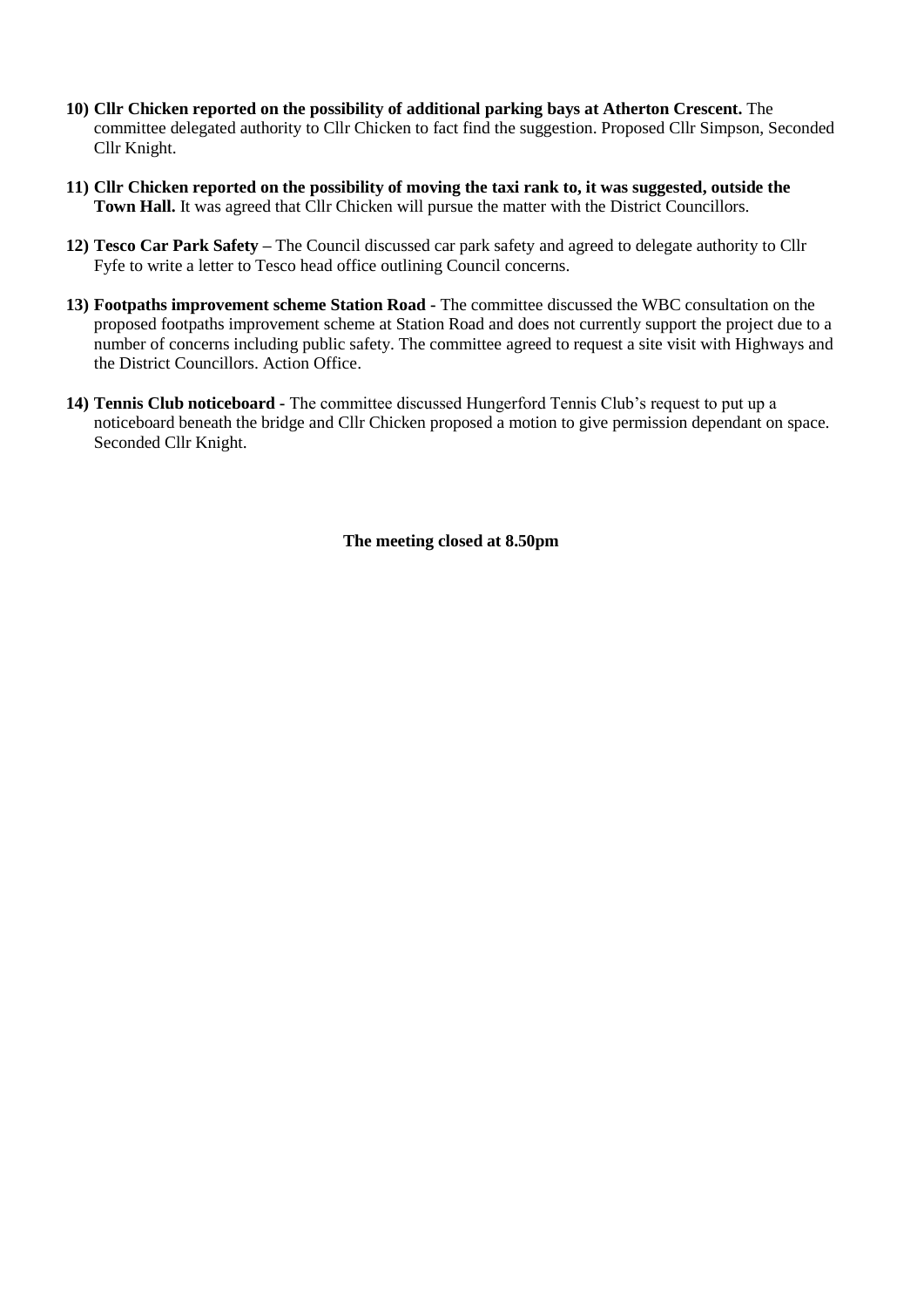10) **Cllr Chicken reported on the possibility of additional parking bays at Atherton Crescent.** The committee delegated authority to Cllr Chicken to fact find the suggestion. Proposed Cllr Simpson, Seconded Cllr Knight.

11) **Cllr Chicken reported on the possibility of moving the taxi rank to, it was suggested, outside the Town Hall.** It was agreed that Cllr Chicken will pursue the matter with the District Councillors.

12) **Tesco Car Park Safety –** The Council discussed car park safety and agreed to delegate authority to Cllr Fyfe to write a letter to Tesco head office outlining Council concerns.

13) **Footpaths improvement scheme Station Road -** The committee discussed the WBC consultation on the proposed footpaths improvement scheme at Station Road and does not currently support the project due to a number of concerns including public safety. The committee agreed to request a site visit with Highways and the District Councillors. Action Office.

14) **Tennis Club noticeboard -** The committee discussed Hungerford Tennis Club's request to put up a noticeboard beneath the bridge and Cllr Chicken proposed a motion to give permission dependant on space. Seconded Cllr Knight.

**The meeting closed at 8.50pm**